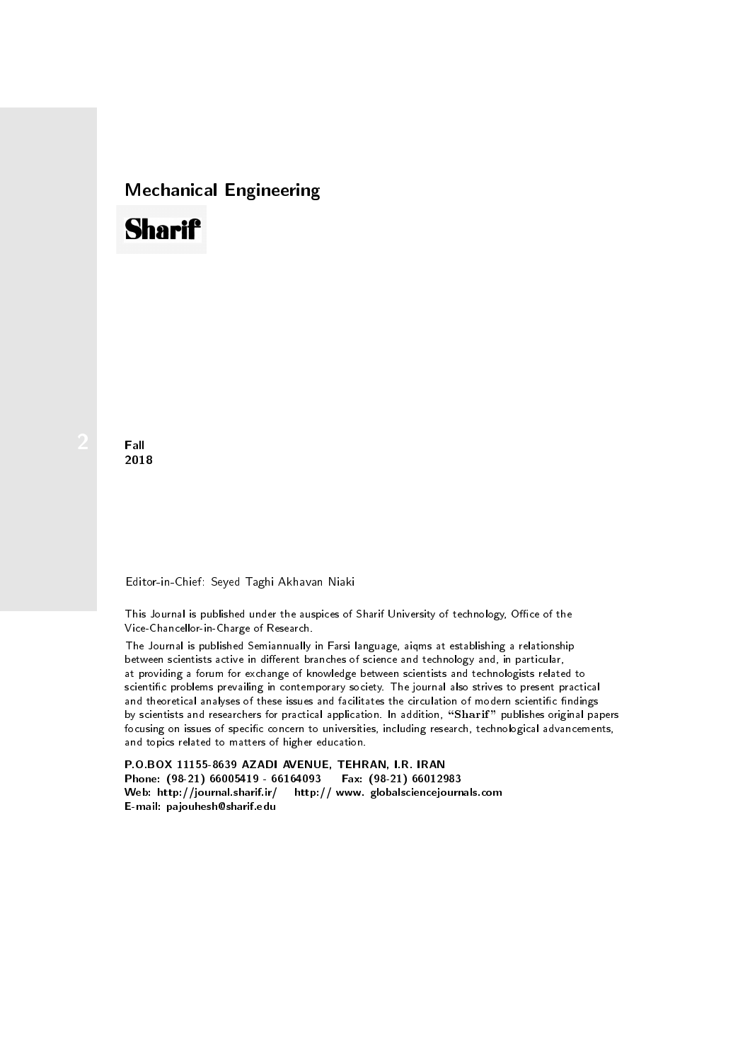# Mechanical Engineering

**Sharif**

2

**Fall**
**2018**

Editor-in-Chief: Seyed Taghi Akhavan Niaki

This Journal is published under the auspices of Sharif University of technology, Office of the Vice-Chancellor-in-Charge of Research.

The Journal is published Semiannually in Farsi language, aiqms at establishing a relationship between scientists active in different branches of science and technology and, in particular, at providing a forum for exchange of knowledge between scientists and technologists related to scientific problems prevailing in contemporary society. The journal also strives to present practical and theoretical analyses of these issues and facilitates the circulation of modern scientific findings by scientists and researchers for practical application. In addition, "**Sharif**" publishes original papers focusing on issues of specific concern to universities, including research, technological advancements, and topics related to matters of higher education.

**P.O.BOX 11155-8639 AZADI AVENUE, TEHRAN, I.R. IRAN**
**Phone: (98-21) 66005419 - 66164093 Fax: (98-21) 66012983**
**Web: http://journal.sharif.ir/ http:// www. globalsciencejournals.com**
**E-mail: pajouhesh@sharif.edu**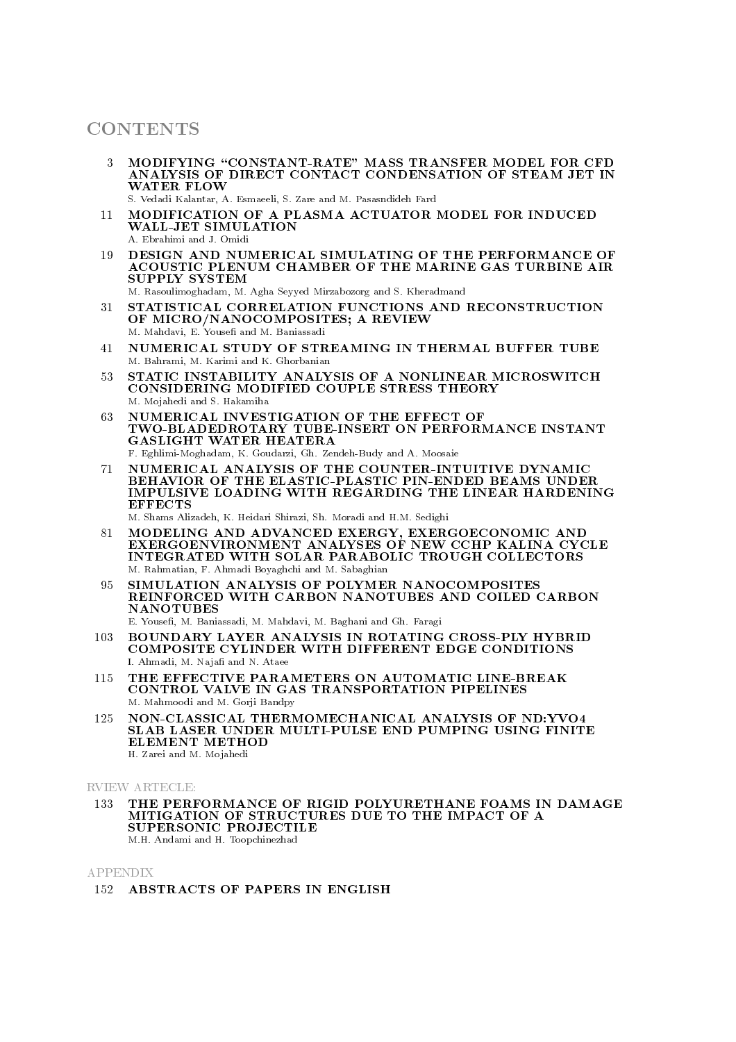# CONTENTS

3 **MODIFYING "CONSTANT-RATE" MASS TRANSFER MODEL FOR CFD ANALYSIS OF DIRECT CONTACT CONDENSATION OF STEAM JET IN WATER FLOW**
S. Vedadi Kalantar, A. Esmaeeli, S. Zare and M. Pasasndideh Fard

11 **MODIFICATION OF A PLASMA ACTUATOR MODEL FOR INDUCED WALL-JET SIMULATION**
A. Ebrahimi and J. Omidi

19 **DESIGN AND NUMERICAL SIMULATING OF THE PERFORMANCE OF ACOUSTIC PLENUM CHAMBER OF THE MARINE GAS TURBINE AIR SUPPLY SYSTEM**
M. Rasoulimoghadam, M. Agha Seyyed Mirzabozorg and S. Kheradmand

31 **STATISTICAL CORRELATION FUNCTIONS AND RECONSTRUCTION OF MICRO/NANOCOMPOSITES; A REVIEW**
M. Mahdavi, E. Yousefi and M. Baniassadi

41 **NUMERICAL STUDY OF STREAMING IN THERMAL BUFFER TUBE**
M. Bahrami, M. Karimi and K. Ghorbanian

53 **STATIC INSTABILITY ANALYSIS OF A NONLINEAR MICROSWITCH CONSIDERING MODIFIED COUPLE STRESS THEORY**
M. Mojahedi and S. Hakamiha

63 **NUMERICAL INVESTIGATION OF THE EFFECT OF TWO-BLADEDROTARY TUBE-INSERT ON PERFORMANCE INSTANT GASLIGHT WATER HEATERA**
F. Eghlimi-Moghadam, K. Goudarzi, Gh. Zendeh-Budy and A. Moosaie

71 **NUMERICAL ANALYSIS OF THE COUNTER-INTUITIVE DYNAMIC BEHAVIOR OF THE ELASTIC-PLASTIC PIN-ENDED BEAMS UNDER IMPULSIVE LOADING WITH REGARDING THE LINEAR HARDENING EFFECTS**
M. Shams Alizadeh, K. Heidari Shirazi, Sh. Moradi and H.M. Sedighi

81 **MODELING AND ADVANCED EXERGY, EXERGOECONOMIC AND EXERGOENVIRONMENT ANALYSES OF NEW CCHP KALINA CYCLE INTEGRATED WITH SOLAR PARABOLIC TROUGH COLLECTORS**
M. Rahmatian, F. Ahmadi Boyaghchi and M. Sabaghian

95 **SIMULATION ANALYSIS OF POLYMER NANOCOMPOSITES REINFORCED WITH CARBON NANOTUBES AND COILED CARBON NANOTUBES**
E. Yousefi, M. Baniassadi, M. Mahdavi, M. Baghani and Gh. Faragi

103 **BOUNDARY LAYER ANALYSIS IN ROTATING CROSS-PLY HYBRID COMPOSITE CYLINDER WITH DIFFERENT EDGE CONDITIONS**
I. Ahmadi, M. Najafi and N. Ataee

115 **THE EFFECTIVE PARAMETERS ON AUTOMATIC LINE-BREAK CONTROL VALVE IN GAS TRANSPORTATION PIPELINES**
M. Mahmoodi and M. Gorji Bandpy

125 **NON-CLASSICAL THERMOMECHANICAL ANALYSIS OF ND:YVO4 SLAB LASER UNDER MULTI-PULSE END PUMPING USING FINITE ELEMENT METHOD**
H. Zarei and M. Mojahedi

## RVIEW ARTECLE:

133 **THE PERFORMANCE OF RIGID POLYURETHANE FOAMS IN DAMAGE MITIGATION OF STRUCTURES DUE TO THE IMPACT OF A SUPERSONIC PROJECTILE**
M.H. Andami and H. Toopchinezhad

## APPENDIX

152 **ABSTRACTS OF PAPERS IN ENGLISH**